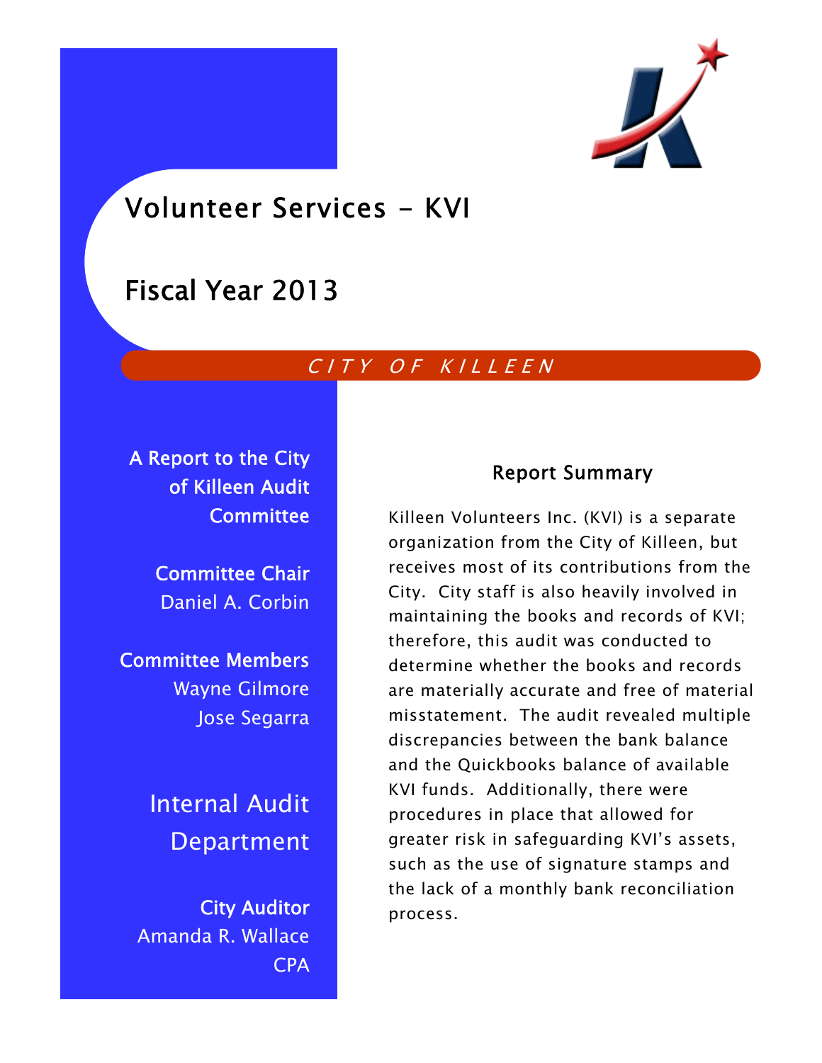# Volunteer Services - KVI

# Fiscal Year 2013

*CITY OF KILLEEN*

**A Report to the City of Killeen Audit Committee**

**Committee Chair**
Daniel A. Corbin

**Committee Members**
Wayne Gilmore
Jose Segarra

## Internal Audit Department

**City Auditor**
Amanda R. Wallace
CPA

### Report Summary

Killeen Volunteers Inc. (KVI) is a separate organization from the City of Killeen, but receives most of its contributions from the City. City staff is also heavily involved in maintaining the books and records of KVI; therefore, this audit was conducted to determine whether the books and records are materially accurate and free of material misstatement. The audit revealed multiple discrepancies between the bank balance and the Quickbooks balance of available KVI funds. Additionally, there were procedures in place that allowed for greater risk in safeguarding KVI's assets, such as the use of signature stamps and the lack of a monthly bank reconciliation process.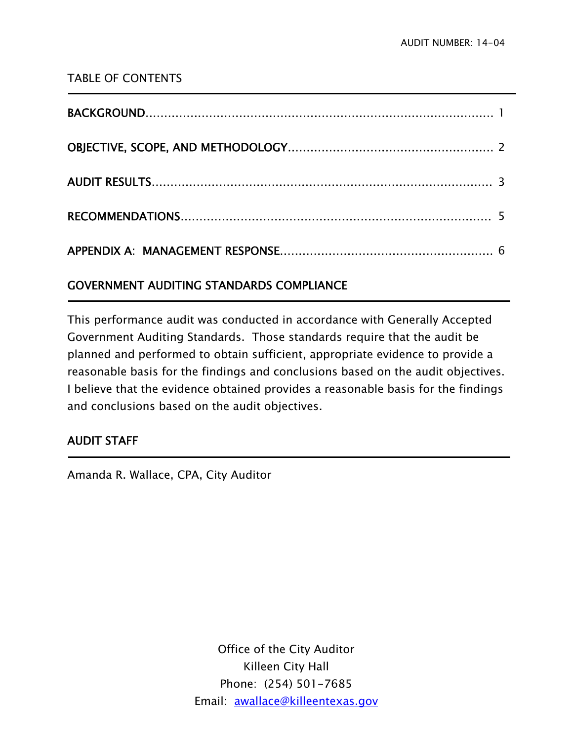AUDIT NUMBER: 14-04

TABLE OF CONTENTS

BACKGROUND........................................................................................ 1

OBJECTIVE, SCOPE, AND METHODOLOGY....................................................... 2

AUDIT RESULTS...................................................................................... 3

RECOMMENDATIONS.................................................................................. 5

APPENDIX A: MANAGEMENT RESPONSE............................................................ 6

## GOVERNMENT AUDITING STANDARDS COMPLIANCE

This performance audit was conducted in accordance with Generally Accepted Government Auditing Standards. Those standards require that the audit be planned and performed to obtain sufficient, appropriate evidence to provide a reasonable basis for the findings and conclusions based on the audit objectives. I believe that the evidence obtained provides a reasonable basis for the findings and conclusions based on the audit objectives.

## AUDIT STAFF

Amanda R. Wallace, CPA, City Auditor

Office of the City Auditor
Killeen City Hall
Phone: (254) 501-7685
Email: awallace@killeentexas.gov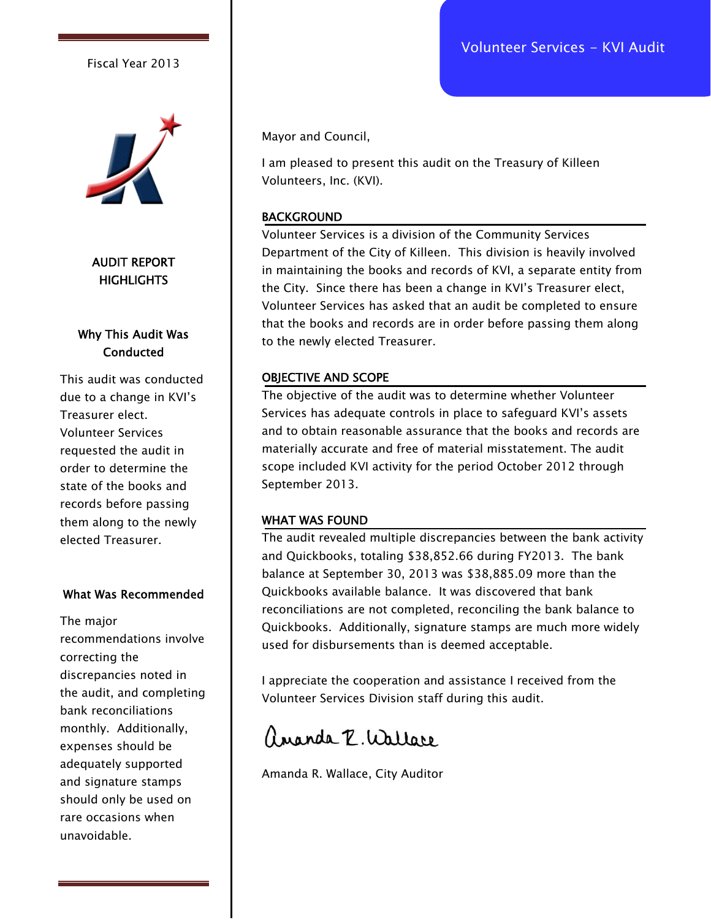Fiscal Year 2013

# Volunteer Services - KVI Audit

## AUDIT REPORT HIGHLIGHTS

### Why This Audit Was Conducted

This audit was conducted due to a change in KVI's Treasurer elect. Volunteer Services requested the audit in order to determine the state of the books and records before passing them along to the newly elected Treasurer.

### What Was Recommended

The major recommendations involve correcting the discrepancies noted in the audit, and completing bank reconciliations monthly. Additionally, expenses should be adequately supported and signature stamps should only be used on rare occasions when unavoidable.

Mayor and Council,

I am pleased to present this audit on the Treasury of Killeen Volunteers, Inc. (KVI).

## BACKGROUND

Volunteer Services is a division of the Community Services Department of the City of Killeen. This division is heavily involved in maintaining the books and records of KVI, a separate entity from the City. Since there has been a change in KVI's Treasurer elect, Volunteer Services has asked that an audit be completed to ensure that the books and records are in order before passing them along to the newly elected Treasurer.

## OBJECTIVE AND SCOPE

The objective of the audit was to determine whether Volunteer Services has adequate controls in place to safeguard KVI's assets and to obtain reasonable assurance that the books and records are materially accurate and free of material misstatement. The audit scope included KVI activity for the period October 2012 through September 2013.

## WHAT WAS FOUND

The audit revealed multiple discrepancies between the bank activity and Quickbooks, totaling $38,852.66 during FY2013. The bank balance at September 30, 2013 was $38,885.09 more than the Quickbooks available balance. It was discovered that bank reconciliations are not completed, reconciling the bank balance to Quickbooks. Additionally, signature stamps are much more widely used for disbursements than is deemed acceptable.

I appreciate the cooperation and assistance I received from the Volunteer Services Division staff during this audit.

Amanda R. Wallace

Amanda R. Wallace, City Auditor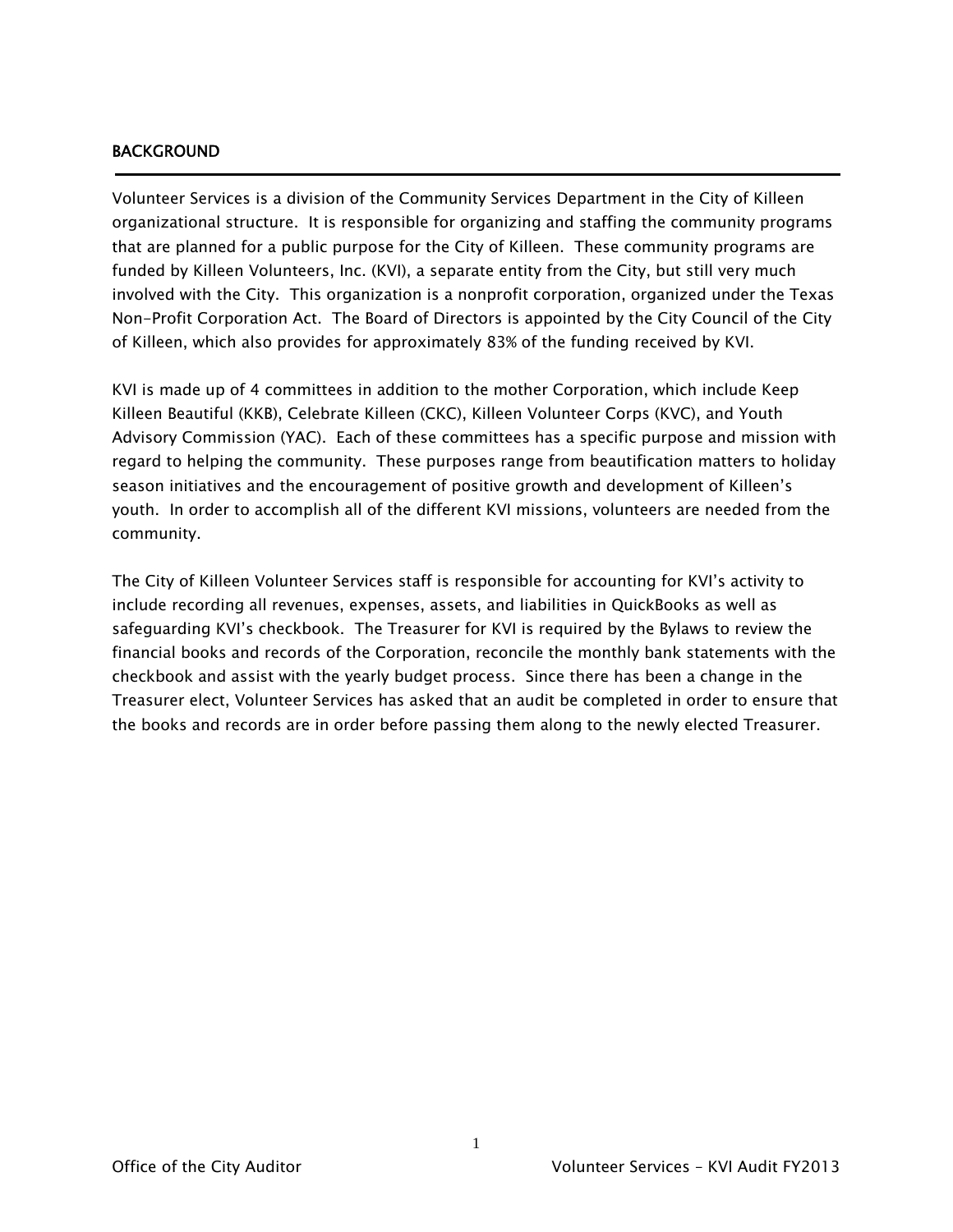## BACKGROUND

Volunteer Services is a division of the Community Services Department in the City of Killeen organizational structure. It is responsible for organizing and staffing the community programs that are planned for a public purpose for the City of Killeen. These community programs are funded by Killeen Volunteers, Inc. (KVI), a separate entity from the City, but still very much involved with the City. This organization is a nonprofit corporation, organized under the Texas Non-Profit Corporation Act. The Board of Directors is appointed by the City Council of the City of Killeen, which also provides for approximately 83% of the funding received by KVI.

KVI is made up of 4 committees in addition to the mother Corporation, which include Keep Killeen Beautiful (KKB), Celebrate Killeen (CKC), Killeen Volunteer Corps (KVC), and Youth Advisory Commission (YAC). Each of these committees has a specific purpose and mission with regard to helping the community. These purposes range from beautification matters to holiday season initiatives and the encouragement of positive growth and development of Killeen's youth. In order to accomplish all of the different KVI missions, volunteers are needed from the community.

The City of Killeen Volunteer Services staff is responsible for accounting for KVI's activity to include recording all revenues, expenses, assets, and liabilities in QuickBooks as well as safeguarding KVI's checkbook. The Treasurer for KVI is required by the Bylaws to review the financial books and records of the Corporation, reconcile the monthly bank statements with the checkbook and assist with the yearly budget process. Since there has been a change in the Treasurer elect, Volunteer Services has asked that an audit be completed in order to ensure that the books and records are in order before passing them along to the newly elected Treasurer.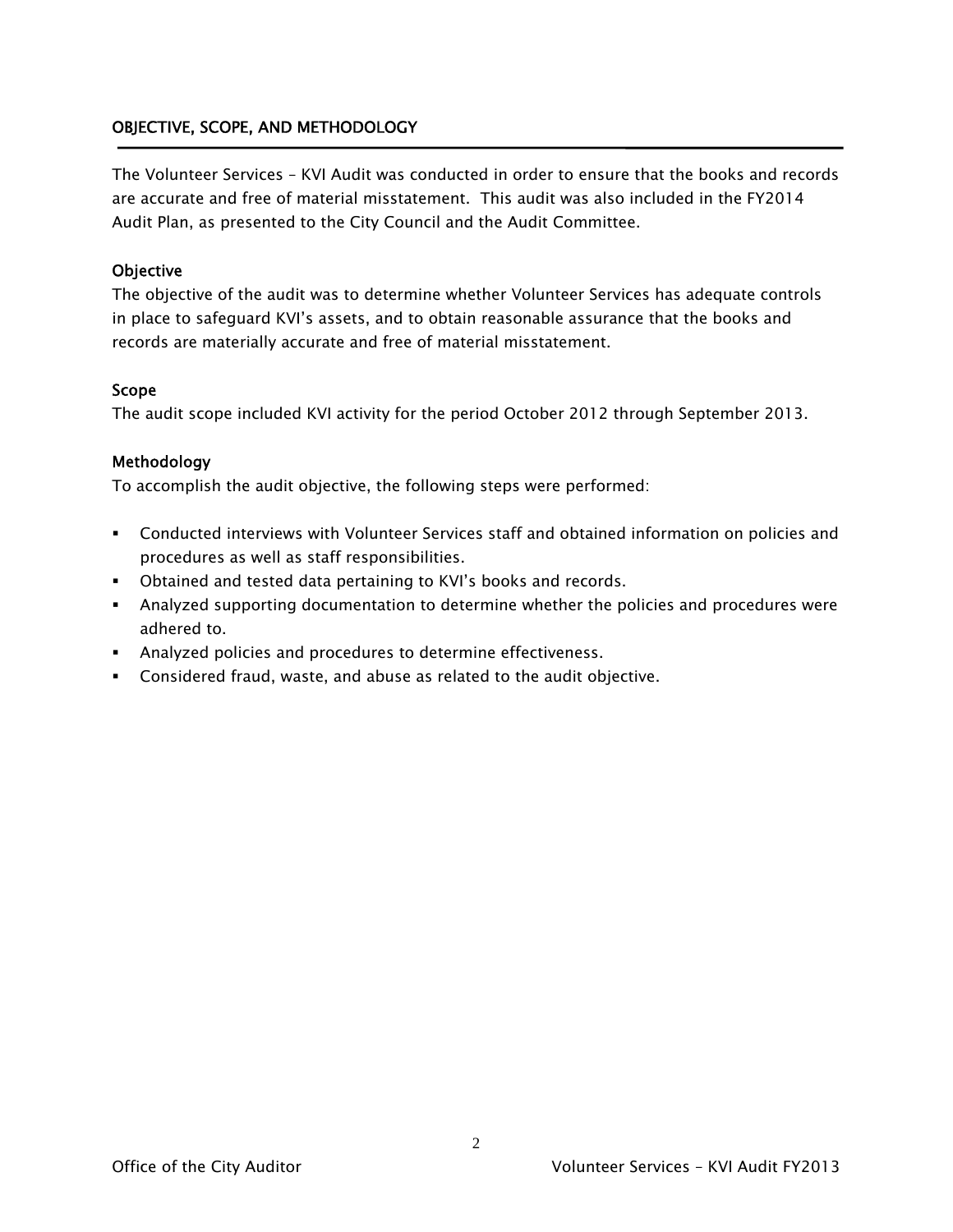## OBJECTIVE, SCOPE, AND METHODOLOGY

The Volunteer Services – KVI Audit was conducted in order to ensure that the books and records are accurate and free of material misstatement. This audit was also included in the FY2014 Audit Plan, as presented to the City Council and the Audit Committee.

### Objective

The objective of the audit was to determine whether Volunteer Services has adequate controls in place to safeguard KVI's assets, and to obtain reasonable assurance that the books and records are materially accurate and free of material misstatement.

### Scope

The audit scope included KVI activity for the period October 2012 through September 2013.

### Methodology

To accomplish the audit objective, the following steps were performed:

- Conducted interviews with Volunteer Services staff and obtained information on policies and procedures as well as staff responsibilities.
- Obtained and tested data pertaining to KVI's books and records.
- Analyzed supporting documentation to determine whether the policies and procedures were adhered to.
- Analyzed policies and procedures to determine effectiveness.
- Considered fraud, waste, and abuse as related to the audit objective.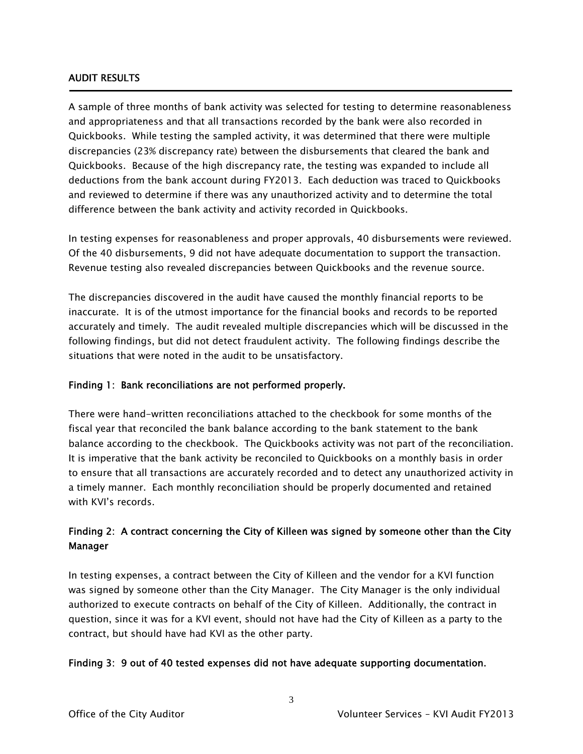## AUDIT RESULTS

A sample of three months of bank activity was selected for testing to determine reasonableness and appropriateness and that all transactions recorded by the bank were also recorded in Quickbooks. While testing the sampled activity, it was determined that there were multiple discrepancies (23% discrepancy rate) between the disbursements that cleared the bank and Quickbooks. Because of the high discrepancy rate, the testing was expanded to include all deductions from the bank account during FY2013. Each deduction was traced to Quickbooks and reviewed to determine if there was any unauthorized activity and to determine the total difference between the bank activity and activity recorded in Quickbooks.

In testing expenses for reasonableness and proper approvals, 40 disbursements were reviewed. Of the 40 disbursements, 9 did not have adequate documentation to support the transaction. Revenue testing also revealed discrepancies between Quickbooks and the revenue source.

The discrepancies discovered in the audit have caused the monthly financial reports to be inaccurate. It is of the utmost importance for the financial books and records to be reported accurately and timely. The audit revealed multiple discrepancies which will be discussed in the following findings, but did not detect fraudulent activity. The following findings describe the situations that were noted in the audit to be unsatisfactory.

### Finding 1: Bank reconciliations are not performed properly.

There were hand-written reconciliations attached to the checkbook for some months of the fiscal year that reconciled the bank balance according to the bank statement to the bank balance according to the checkbook. The Quickbooks activity was not part of the reconciliation. It is imperative that the bank activity be reconciled to Quickbooks on a monthly basis in order to ensure that all transactions are accurately recorded and to detect any unauthorized activity in a timely manner. Each monthly reconciliation should be properly documented and retained with KVI's records.

### Finding 2: A contract concerning the City of Killeen was signed by someone other than the City Manager

In testing expenses, a contract between the City of Killeen and the vendor for a KVI function was signed by someone other than the City Manager. The City Manager is the only individual authorized to execute contracts on behalf of the City of Killeen. Additionally, the contract in question, since it was for a KVI event, should not have had the City of Killeen as a party to the contract, but should have had KVI as the other party.

### Finding 3: 9 out of 40 tested expenses did not have adequate supporting documentation.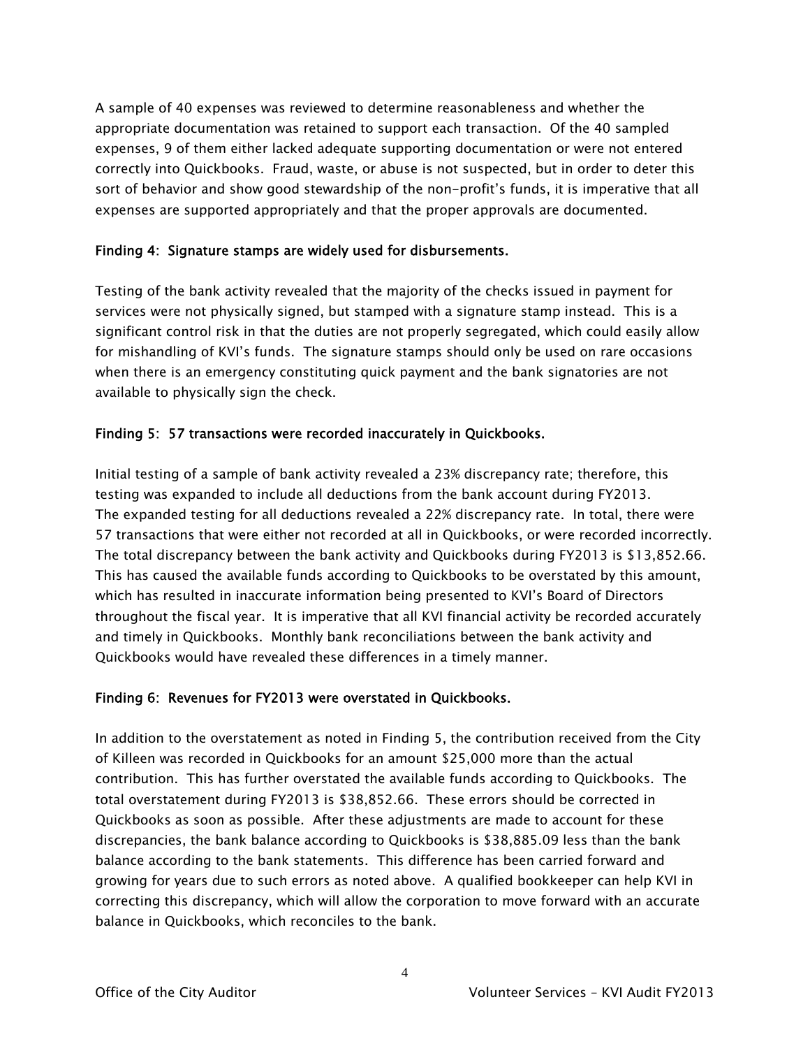A sample of 40 expenses was reviewed to determine reasonableness and whether the appropriate documentation was retained to support each transaction. Of the 40 sampled expenses, 9 of them either lacked adequate supporting documentation or were not entered correctly into Quickbooks. Fraud, waste, or abuse is not suspected, but in order to deter this sort of behavior and show good stewardship of the non-profit's funds, it is imperative that all expenses are supported appropriately and that the proper approvals are documented.

**Finding 4: Signature stamps are widely used for disbursements.**

Testing of the bank activity revealed that the majority of the checks issued in payment for services were not physically signed, but stamped with a signature stamp instead. This is a significant control risk in that the duties are not properly segregated, which could easily allow for mishandling of KVI's funds. The signature stamps should only be used on rare occasions when there is an emergency constituting quick payment and the bank signatories are not available to physically sign the check.

**Finding 5: 57 transactions were recorded inaccurately in Quickbooks.**

Initial testing of a sample of bank activity revealed a 23% discrepancy rate; therefore, this testing was expanded to include all deductions from the bank account during FY2013. The expanded testing for all deductions revealed a 22% discrepancy rate. In total, there were 57 transactions that were either not recorded at all in Quickbooks, or were recorded incorrectly. The total discrepancy between the bank activity and Quickbooks during FY2013 is $13,852.66. This has caused the available funds according to Quickbooks to be overstated by this amount, which has resulted in inaccurate information being presented to KVI's Board of Directors throughout the fiscal year. It is imperative that all KVI financial activity be recorded accurately and timely in Quickbooks. Monthly bank reconciliations between the bank activity and Quickbooks would have revealed these differences in a timely manner.

**Finding 6: Revenues for FY2013 were overstated in Quickbooks.**

In addition to the overstatement as noted in Finding 5, the contribution received from the City of Killeen was recorded in Quickbooks for an amount $25,000 more than the actual contribution. This has further overstated the available funds according to Quickbooks. The total overstatement during FY2013 is $38,852.66. These errors should be corrected in Quickbooks as soon as possible. After these adjustments are made to account for these discrepancies, the bank balance according to Quickbooks is $38,885.09 less than the bank balance according to the bank statements. This difference has been carried forward and growing for years due to such errors as noted above. A qualified bookkeeper can help KVI in correcting this discrepancy, which will allow the corporation to move forward with an accurate balance in Quickbooks, which reconciles to the bank.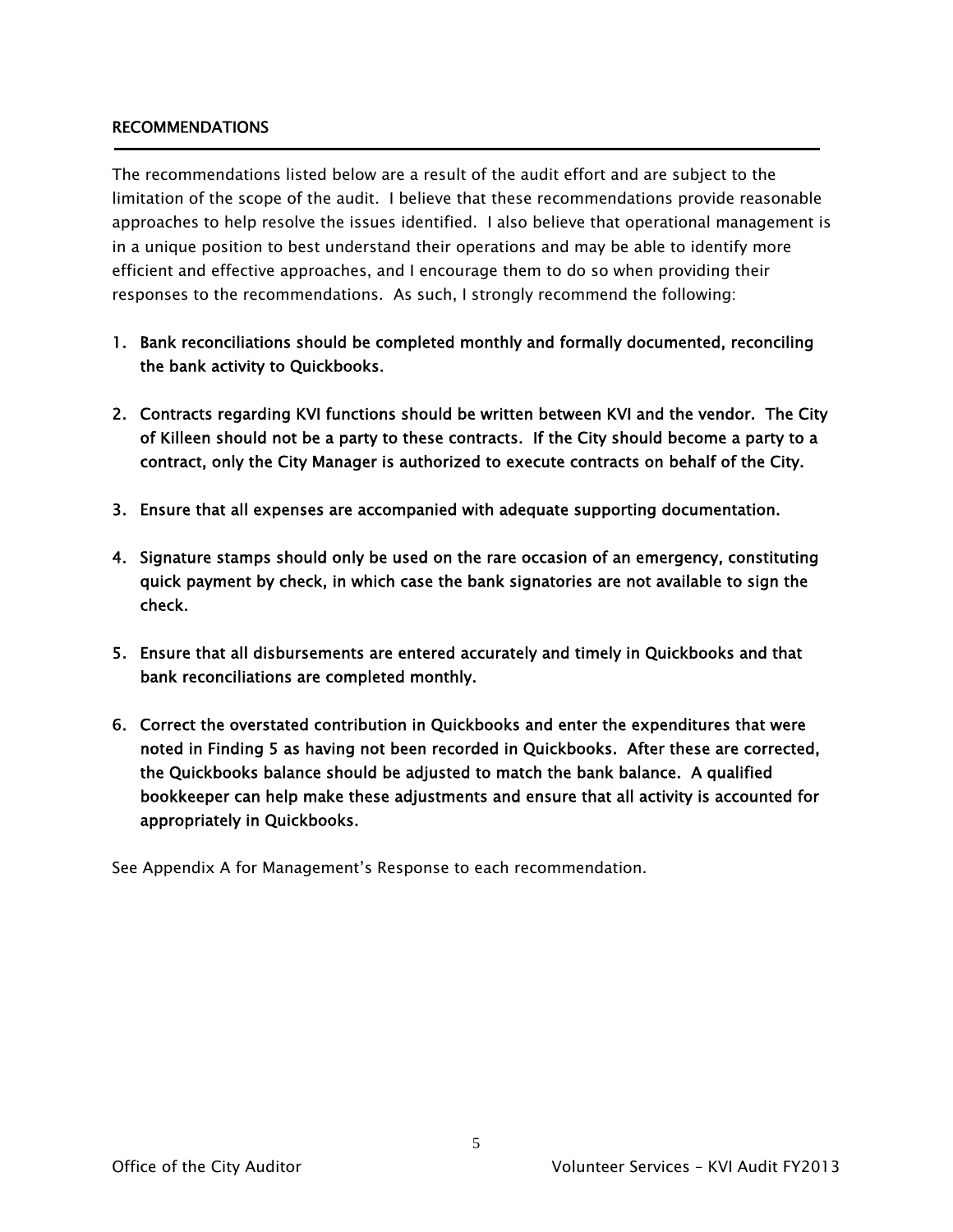## RECOMMENDATIONS

The recommendations listed below are a result of the audit effort and are subject to the limitation of the scope of the audit. I believe that these recommendations provide reasonable approaches to help resolve the issues identified. I also believe that operational management is in a unique position to best understand their operations and may be able to identify more efficient and effective approaches, and I encourage them to do so when providing their responses to the recommendations. As such, I strongly recommend the following:

1. **Bank reconciliations should be completed monthly and formally documented, reconciling the bank activity to Quickbooks.**

2. **Contracts regarding KVI functions should be written between KVI and the vendor. The City of Killeen should not be a party to these contracts. If the City should become a party to a contract, only the City Manager is authorized to execute contracts on behalf of the City.**

3. **Ensure that all expenses are accompanied with adequate supporting documentation.**

4. **Signature stamps should only be used on the rare occasion of an emergency, constituting quick payment by check, in which case the bank signatories are not available to sign the check.**

5. **Ensure that all disbursements are entered accurately and timely in Quickbooks and that bank reconciliations are completed monthly.**

6. **Correct the overstated contribution in Quickbooks and enter the expenditures that were noted in Finding 5 as having not been recorded in Quickbooks. After these are corrected, the Quickbooks balance should be adjusted to match the bank balance. A qualified bookkeeper can help make these adjustments and ensure that all activity is accounted for appropriately in Quickbooks.**

See Appendix A for Management's Response to each recommendation.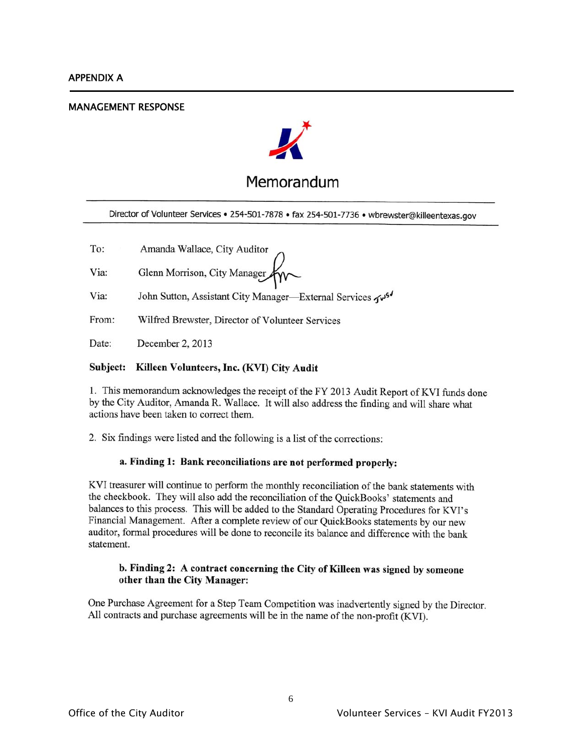APPENDIX A

## MANAGEMENT RESPONSE

# Memorandum

Director of Volunteer Services • 254-501-7878 • fax 254-501-7736 • wbrewster@killeentexas.gov

To: Amanda Wallace, City Auditor

Via: Glenn Morrison, City Manager

Via: John Sutton, Assistant City Manager—External Services

From: Wilfred Brewster, Director of Volunteer Services

Date: December 2, 2013

**Subject: Killeen Volunteers, Inc. (KVI) City Audit**

1. This memorandum acknowledges the receipt of the FY 2013 Audit Report of KVI funds done by the City Auditor, Amanda R. Wallace. It will also address the finding and will share what actions have been taken to correct them.

2. Six findings were listed and the following is a list of the corrections:

**a. Finding 1: Bank reconciliations are not performed properly:**

KVI treasurer will continue to perform the monthly reconciliation of the bank statements with the checkbook. They will also add the reconciliation of the QuickBooks' statements and balances to this process. This will be added to the Standard Operating Procedures for KVI's Financial Management. After a complete review of our QuickBooks statements by our new auditor, formal procedures will be done to reconcile its balance and difference with the bank statement.

**b. Finding 2: A contract concerning the City of Killeen was signed by someone other than the City Manager:**

One Purchase Agreement for a Step Team Competition was inadvertently signed by the Director. All contracts and purchase agreements will be in the name of the non-profit (KVI).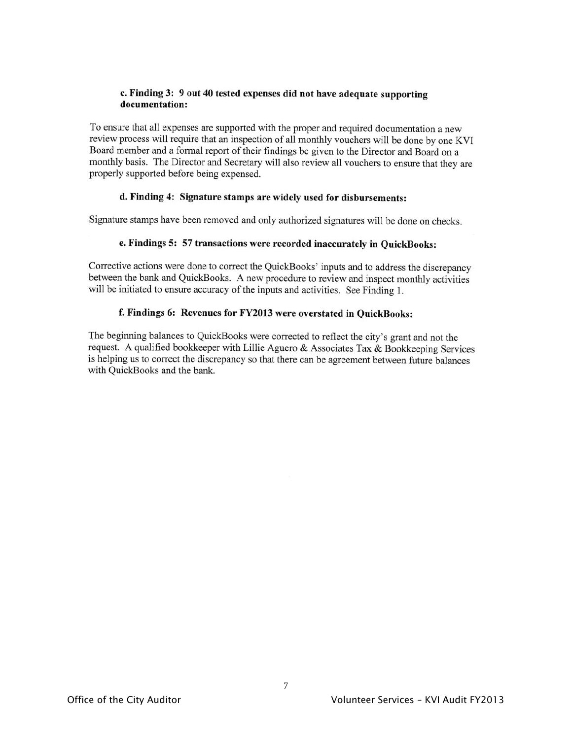**c. Finding 3: 9 out 40 tested expenses did not have adequate supporting documentation:**

To ensure that all expenses are supported with the proper and required documentation a new review process will require that an inspection of all monthly vouchers will be done by one KVI Board member and a formal report of their findings be given to the Director and Board on a monthly basis. The Director and Secretary will also review all vouchers to ensure that they are properly supported before being expensed.

**d. Finding 4: Signature stamps are widely used for disbursements:**

Signature stamps have been removed and only authorized signatures will be done on checks.

**e. Findings 5: 57 transactions were recorded inaccurately in QuickBooks:**

Corrective actions were done to correct the QuickBooks' inputs and to address the discrepancy between the bank and QuickBooks. A new procedure to review and inspect monthly activities will be initiated to ensure accuracy of the inputs and activities. See Finding 1.

**f. Findings 6: Revenues for FY2013 were overstated in QuickBooks:**

The beginning balances to QuickBooks were corrected to reflect the city's grant and not the request. A qualified bookkeeper with Lillie Aguero & Associates Tax & Bookkeeping Services is helping us to correct the discrepancy so that there can be agreement between future balances with QuickBooks and the bank.